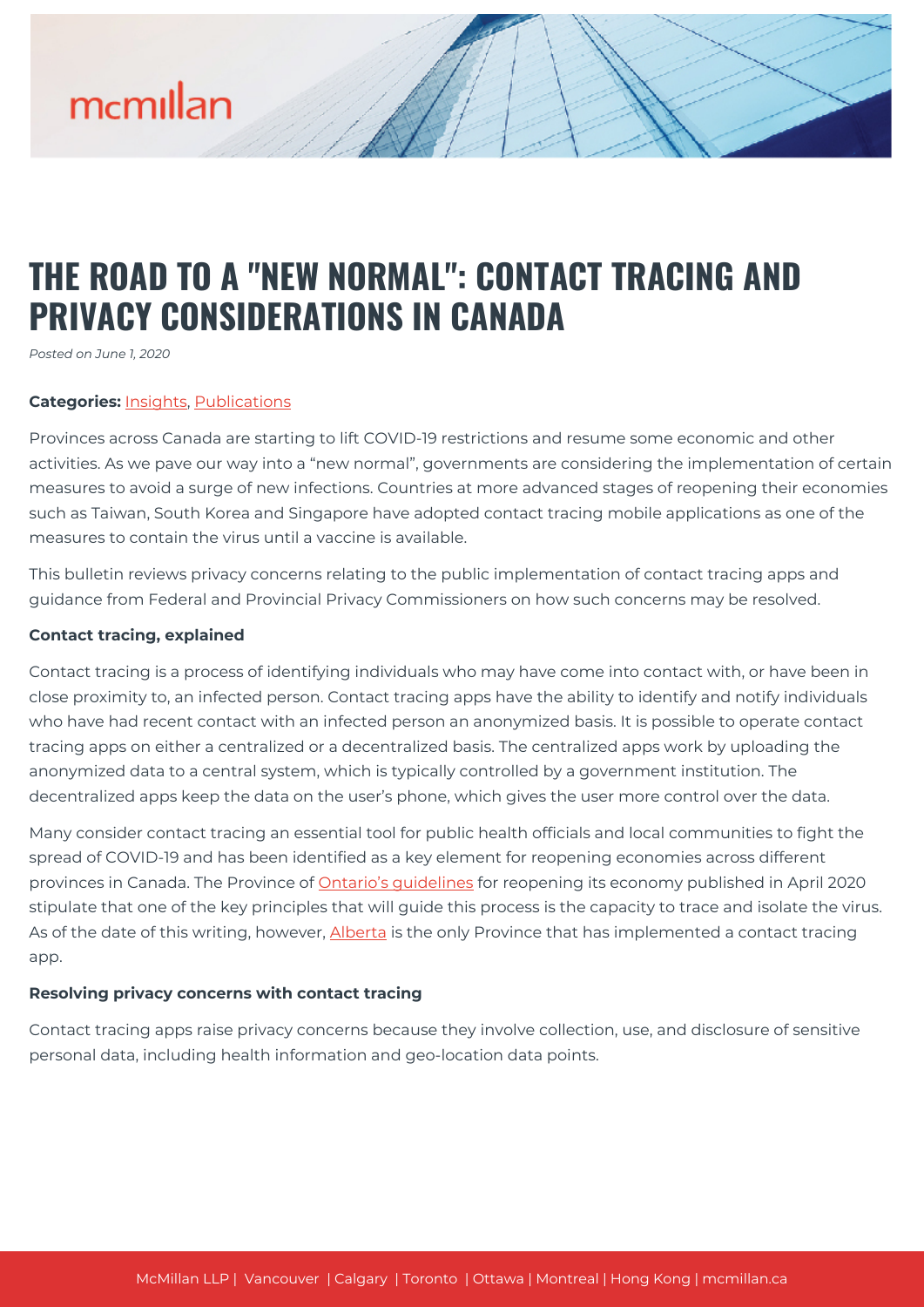# THE ROAD TO A "NEW NORMAL": CONTACT TRACING AND PRIVACY CONSIDERATIONS IN CANADA

*Posted on June 1, 2020*

**Categories:** Insights, Publications

Provinces across Canada are starting to lift COVID-19 restrictions and resume some economic and other activities. As we pave our way into a "new normal", governments are considering the implementation of certain measures to avoid a surge of new infections. Countries at more advanced stages of reopening their economies such as Taiwan, South Korea and Singapore have adopted contact tracing mobile applications as one of the measures to contain the virus until a vaccine is available.

This bulletin reviews privacy concerns relating to the public implementation of contact tracing apps and guidance from Federal and Provincial Privacy Commissioners on how such concerns may be resolved.

**Contact tracing, explained**

Contact tracing is a process of identifying individuals who may have come into contact with, or have been in close proximity to, an infected person. Contact tracing apps have the ability to identify and notify individuals who have had recent contact with an infected person an anonymized basis. It is possible to operate contact tracing apps on either a centralized or a decentralized basis. The centralized apps work by uploading the anonymized data to a central system, which is typically controlled by a government institution. The decentralized apps keep the data on the user's phone, which gives the user more control over the data.

Many consider contact tracing an essential tool for public health officials and local communities to fight the spread of COVID-19 and has been identified as a key element for reopening economies across different provinces in Canada. The Province of Ontario's guidelines for reopening its economy published in April 2020 stipulate that one of the key principles that will guide this process is the capacity to trace and isolate the virus. As of the date of this writing, however, Alberta is the only Province that has implemented a contact tracing app.

**Resolving privacy concerns with contact tracing**

Contact tracing apps raise privacy concerns because they involve collection, use, and disclosure of sensitive personal data, including health information and geo-location data points.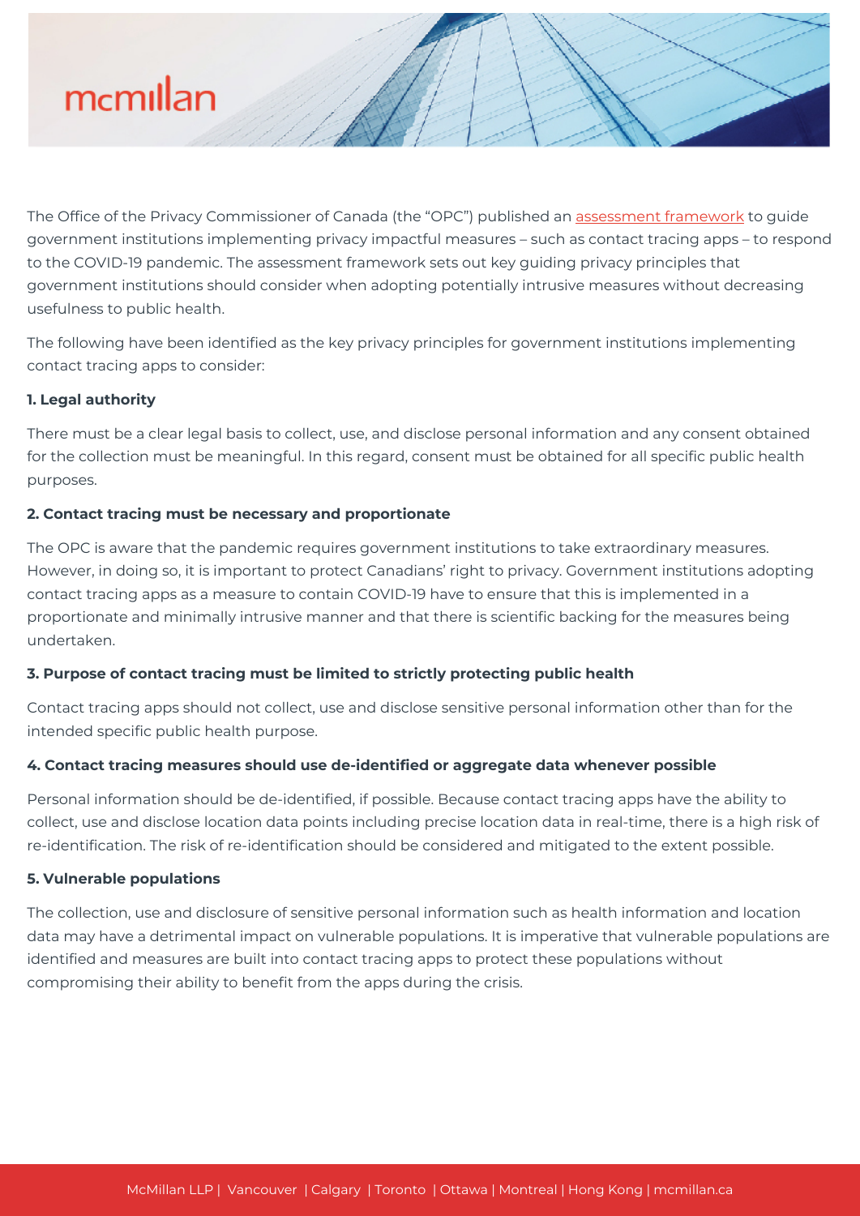The Office of the Privacy Commissioner of Canada (the "OPC") published an [assessment framework]() to guide government institutions implementing privacy impactful measures – such as contact tracing apps – to respond to the COVID-19 pandemic. The assessment framework sets out key guiding privacy principles that government institutions should consider when adopting potentially intrusive measures without decreasing usefulness to public health.

The following have been identified as the key privacy principles for government institutions implementing contact tracing apps to consider:

**1. Legal authority**

There must be a clear legal basis to collect, use, and disclose personal information and any consent obtained for the collection must be meaningful. In this regard, consent must be obtained for all specific public health purposes.

**2. Contact tracing must be necessary and proportionate**

The OPC is aware that the pandemic requires government institutions to take extraordinary measures. However, in doing so, it is important to protect Canadians' right to privacy. Government institutions adopting contact tracing apps as a measure to contain COVID-19 have to ensure that this is implemented in a proportionate and minimally intrusive manner and that there is scientific backing for the measures being undertaken.

**3. Purpose of contact tracing must be limited to strictly protecting public health**

Contact tracing apps should not collect, use and disclose sensitive personal information other than for the intended specific public health purpose.

**4. Contact tracing measures should use de-identified or aggregate data whenever possible**

Personal information should be de-identified, if possible. Because contact tracing apps have the ability to collect, use and disclose location data points including precise location data in real-time, there is a high risk of re-identification. The risk of re-identification should be considered and mitigated to the extent possible.

**5. Vulnerable populations**

The collection, use and disclosure of sensitive personal information such as health information and location data may have a detrimental impact on vulnerable populations. It is imperative that vulnerable populations are identified and measures are built into contact tracing apps to protect these populations without compromising their ability to benefit from the apps during the crisis.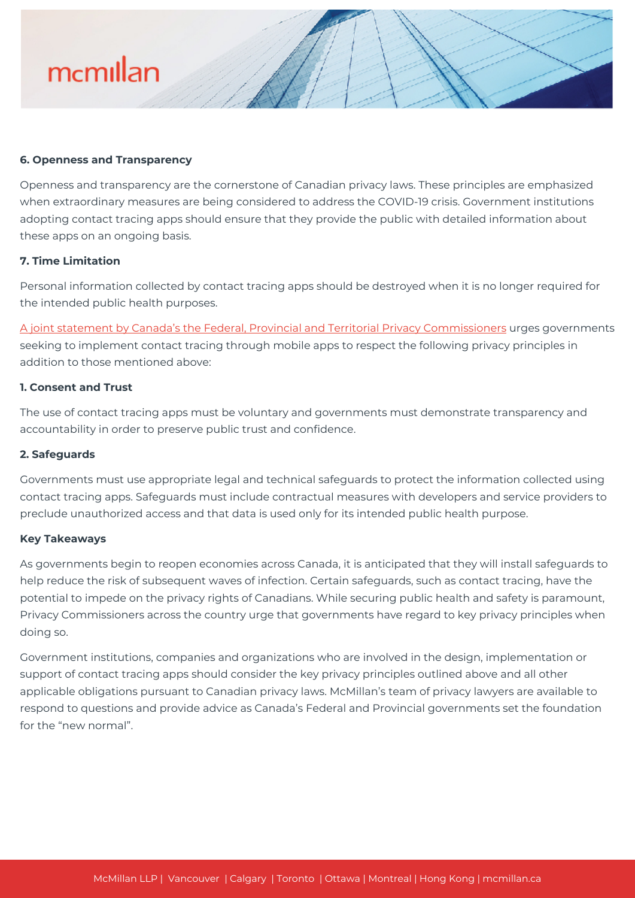**6. Openness and Transparency**

Openness and transparency are the cornerstone of Canadian privacy laws. These principles are emphasized when extraordinary measures are being considered to address the COVID-19 crisis. Government institutions adopting contact tracing apps should ensure that they provide the public with detailed information about these apps on an ongoing basis.

**7. Time Limitation**

Personal information collected by contact tracing apps should be destroyed when it is no longer required for the intended public health purposes.

A joint statement by Canada's the Federal, Provincial and Territorial Privacy Commissioners urges governments seeking to implement contact tracing through mobile apps to respect the following privacy principles in addition to those mentioned above:

**1. Consent and Trust**

The use of contact tracing apps must be voluntary and governments must demonstrate transparency and accountability in order to preserve public trust and confidence.

**2. Safeguards**

Governments must use appropriate legal and technical safeguards to protect the information collected using contact tracing apps. Safeguards must include contractual measures with developers and service providers to preclude unauthorized access and that data is used only for its intended public health purpose.

**Key Takeaways**

As governments begin to reopen economies across Canada, it is anticipated that they will install safeguards to help reduce the risk of subsequent waves of infection. Certain safeguards, such as contact tracing, have the potential to impede on the privacy rights of Canadians. While securing public health and safety is paramount, Privacy Commissioners across the country urge that governments have regard to key privacy principles when doing so.

Government institutions, companies and organizations who are involved in the design, implementation or support of contact tracing apps should consider the key privacy principles outlined above and all other applicable obligations pursuant to Canadian privacy laws. McMillan's team of privacy lawyers are available to respond to questions and provide advice as Canada's Federal and Provincial governments set the foundation for the "new normal".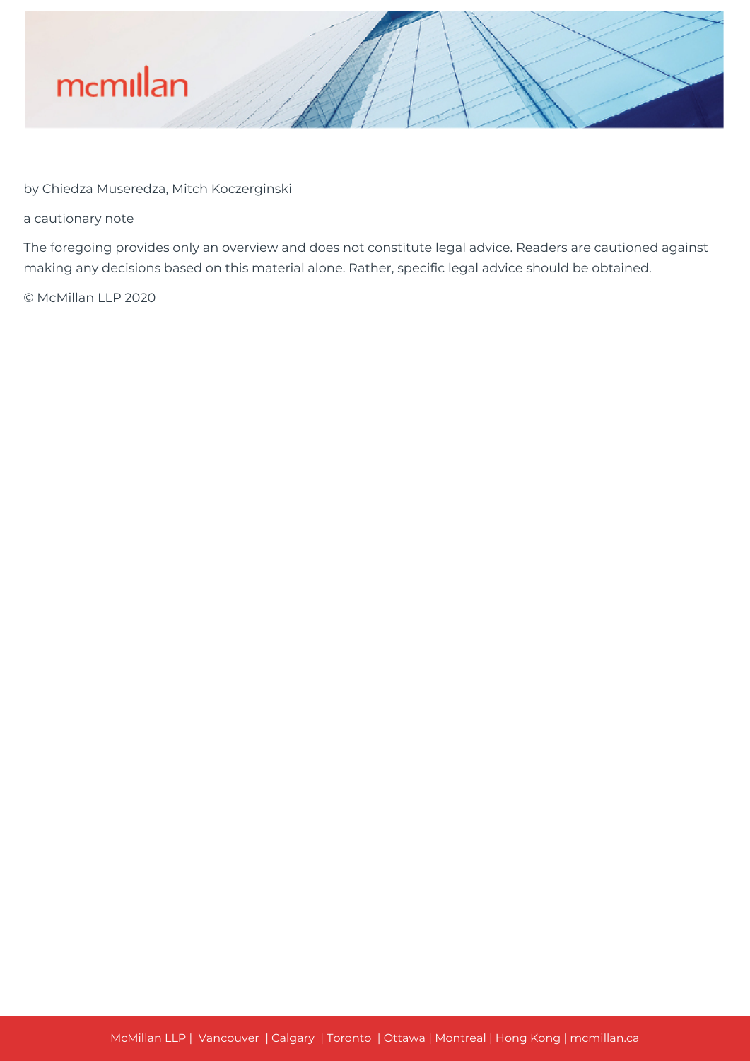by Chiedza Museredza, Mitch Koczerginski

a cautionary note

The foregoing provides only an overview and does not constitute legal advice. Readers are cautioned against making any decisions based on this material alone. Rather, specific legal advice should be obtained.

© McMillan LLP 2020